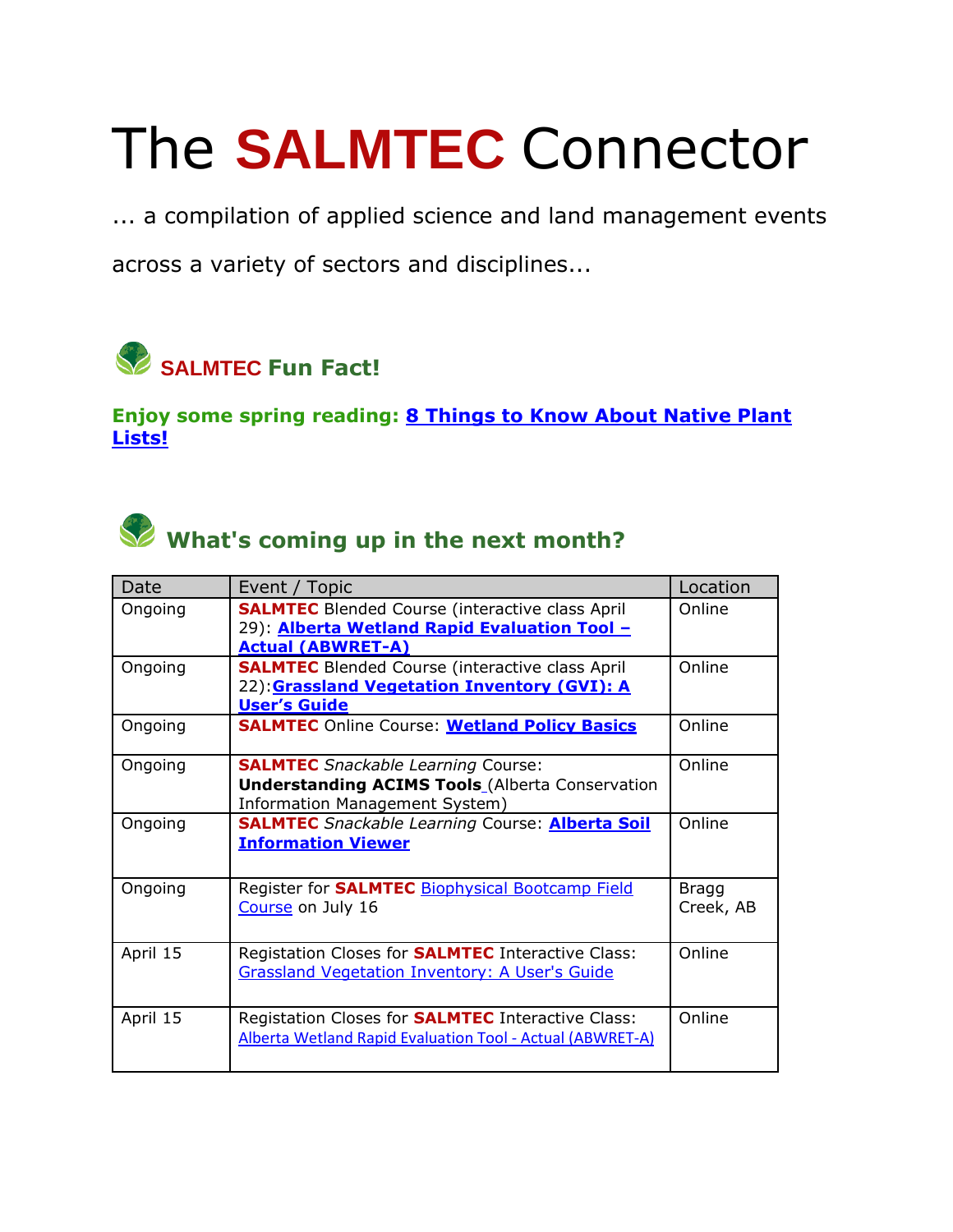# The **SALMTEC** Connector

... a compilation of applied science and land management events across a variety of sectors and disciplines...

## **SALMTEC** Fun Fact!

**Enjoy some spring reading: 8 Things to Know About Native Plant Lists!**

## What's coming up in the next month?

| Date | Event / Topic | Location |
|---|---|---|
| Ongoing | **SALMTEC** Blended Course (interactive class April 29): **Alberta Wetland Rapid Evaluation Tool – Actual (ABWRET-A)** | Online |
| Ongoing | **SALMTEC** Blended Course (interactive class April 22):**Grassland Vegetation Inventory (GVI): A User's Guide** | Online |
| Ongoing | **SALMTEC** Online Course: **Wetland Policy Basics** | Online |
| Ongoing | **SALMTEC** *Snackable Learning* Course: **Understanding ACIMS Tools** (Alberta Conservation Information Management System) | Online |
| Ongoing | **SALMTEC** *Snackable Learning* Course: **Alberta Soil Information Viewer** | Online |
| Ongoing | Register for **SALMTEC** Biophysical Bootcamp Field Course on July 16 | Bragg Creek, AB |
| April 15 | Registation Closes for **SALMTEC** Interactive Class: Grassland Vegetation Inventory: A User's Guide | Online |
| April 15 | Registation Closes for **SALMTEC** Interactive Class: Alberta Wetland Rapid Evaluation Tool - Actual (ABWRET-A) | Online |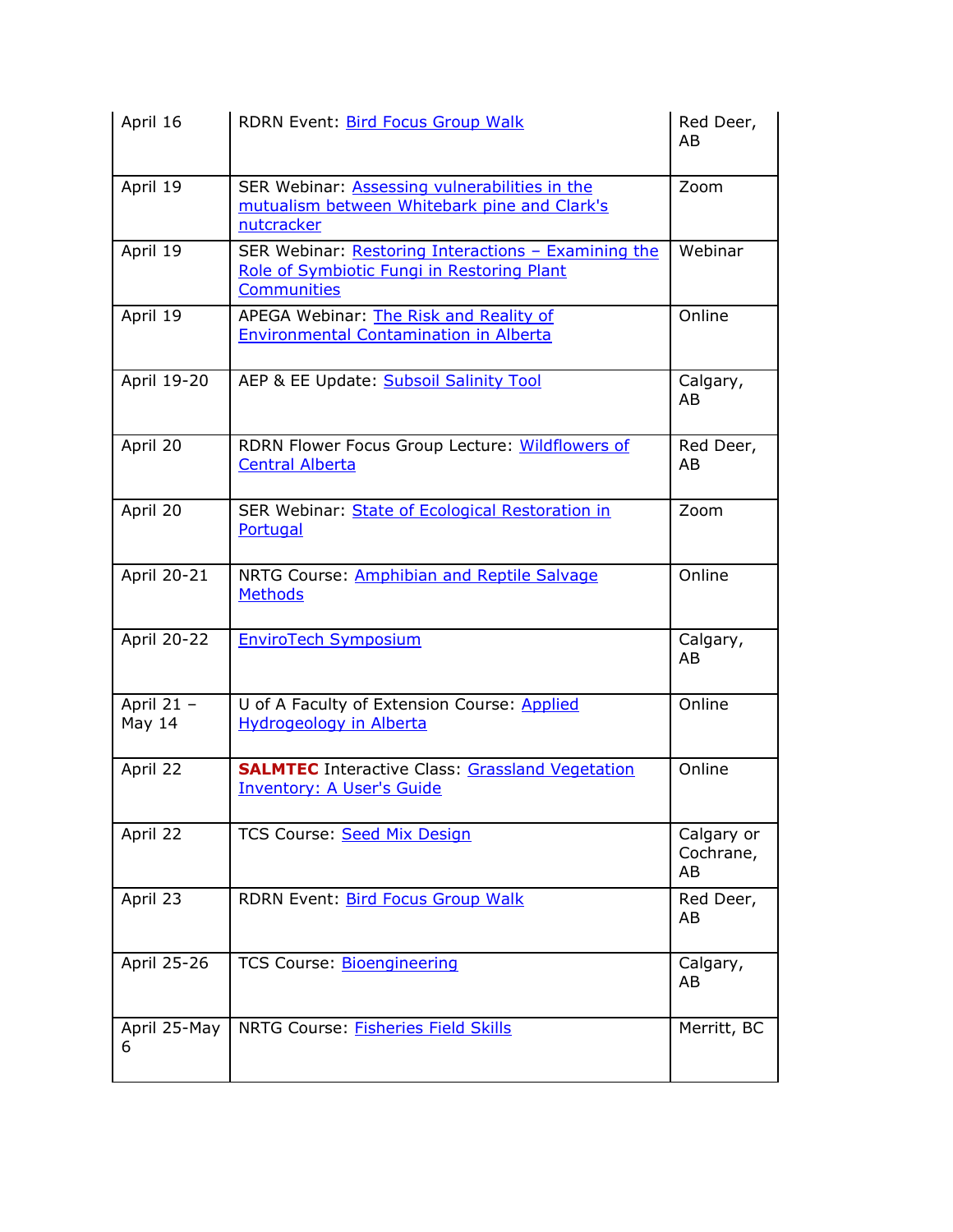| April 16 | RDRN Event: Bird Focus Group Walk | Red Deer, AB |
|---|---|---|
| April 19 | SER Webinar: Assessing vulnerabilities in the mutualism between Whitebark pine and Clark's nutcracker | Zoom |
| April 19 | SER Webinar: Restoring Interactions – Examining the Role of Symbiotic Fungi in Restoring Plant Communities | Webinar |
| April 19 | APEGA Webinar: The Risk and Reality of Environmental Contamination in Alberta | Online |
| April 19-20 | AEP & EE Update: Subsoil Salinity Tool | Calgary, AB |
| April 20 | RDRN Flower Focus Group Lecture: Wildflowers of Central Alberta | Red Deer, AB |
| April 20 | SER Webinar: State of Ecological Restoration in Portugal | Zoom |
| April 20-21 | NRTG Course: Amphibian and Reptile Salvage Methods | Online |
| April 20-22 | EnviroTech Symposium | Calgary, AB |
| April 21 – May 14 | U of A Faculty of Extension Course: Applied Hydrogeology in Alberta | Online |
| April 22 | **SALMTEC** Interactive Class: Grassland Vegetation Inventory: A User's Guide | Online |
| April 22 | TCS Course: Seed Mix Design | Calgary or Cochrane, AB |
| April 23 | RDRN Event: Bird Focus Group Walk | Red Deer, AB |
| April 25-26 | TCS Course: Bioengineering | Calgary, AB |
| April 25-May 6 | NRTG Course: Fisheries Field Skills | Merritt, BC |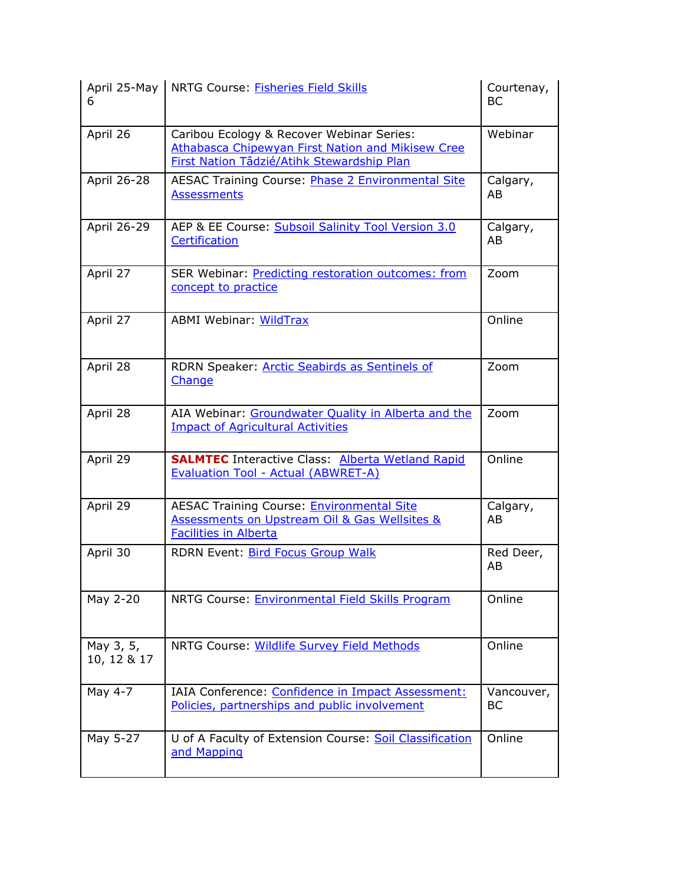| April 25-May 6 | NRTG Course: Fisheries Field Skills | Courtenay, BC |
|---|---|---|
| April 26 | Caribou Ecology & Recover Webinar Series: Athabasca Chipewyan First Nation and Mikisew Cree First Nation Tâdzié/Atihk Stewardship Plan | Webinar |
| April 26-28 | AESAC Training Course: Phase 2 Environmental Site Assessments | Calgary, AB |
| April 26-29 | AEP & EE Course: Subsoil Salinity Tool Version 3.0 Certification | Calgary, AB |
| April 27 | SER Webinar: Predicting restoration outcomes: from concept to practice | Zoom |
| April 27 | ABMI Webinar: WildTrax | Online |
| April 28 | RDRN Speaker: Arctic Seabirds as Sentinels of Change | Zoom |
| April 28 | AIA Webinar: Groundwater Quality in Alberta and the Impact of Agricultural Activities | Zoom |
| April 29 | **SALMTEC** Interactive Class: Alberta Wetland Rapid Evaluation Tool - Actual (ABWRET-A) | Online |
| April 29 | AESAC Training Course: Environmental Site Assessments on Upstream Oil & Gas Wellsites & Facilities in Alberta | Calgary, AB |
| April 30 | RDRN Event: Bird Focus Group Walk | Red Deer, AB |
| May 2-20 | NRTG Course: Environmental Field Skills Program | Online |
| May 3, 5, 10, 12 & 17 | NRTG Course: Wildlife Survey Field Methods | Online |
| May 4-7 | IAIA Conference: Confidence in Impact Assessment: Policies, partnerships and public involvement | Vancouver, BC |
| May 5-27 | U of A Faculty of Extension Course: Soil Classification and Mapping | Online |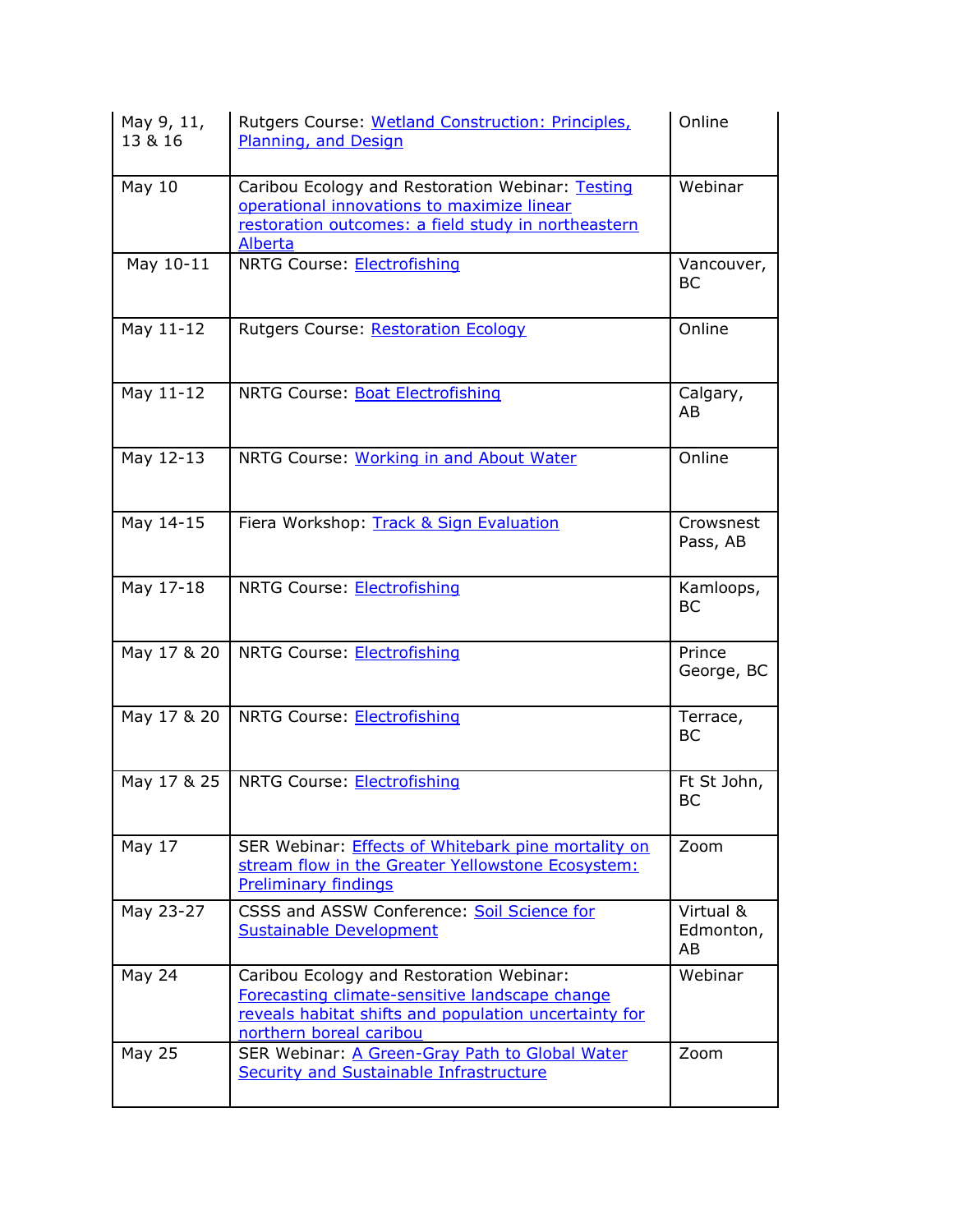| May 9, 11, 13 & 16 | Rutgers Course: Wetland Construction: Principles, Planning, and Design | Online |
|---|---|---|
| May 10 | Caribou Ecology and Restoration Webinar: Testing operational innovations to maximize linear restoration outcomes: a field study in northeastern Alberta | Webinar |
| May 10-11 | NRTG Course: Electrofishing | Vancouver, BC |
| May 11-12 | Rutgers Course: Restoration Ecology | Online |
| May 11-12 | NRTG Course: Boat Electrofishing | Calgary, AB |
| May 12-13 | NRTG Course: Working in and About Water | Online |
| May 14-15 | Fiera Workshop: Track & Sign Evaluation | Crowsnest Pass, AB |
| May 17-18 | NRTG Course: Electrofishing | Kamloops, BC |
| May 17 & 20 | NRTG Course: Electrofishing | Prince George, BC |
| May 17 & 20 | NRTG Course: Electrofishing | Terrace, BC |
| May 17 & 25 | NRTG Course: Electrofishing | Ft St John, BC |
| May 17 | SER Webinar: Effects of Whitebark pine mortality on stream flow in the Greater Yellowstone Ecosystem: Preliminary findings | Zoom |
| May 23-27 | CSSS and ASSW Conference: Soil Science for Sustainable Development | Virtual & Edmonton, AB |
| May 24 | Caribou Ecology and Restoration Webinar: Forecasting climate-sensitive landscape change reveals habitat shifts and population uncertainty for northern boreal caribou | Webinar |
| May 25 | SER Webinar: A Green-Gray Path to Global Water Security and Sustainable Infrastructure | Zoom |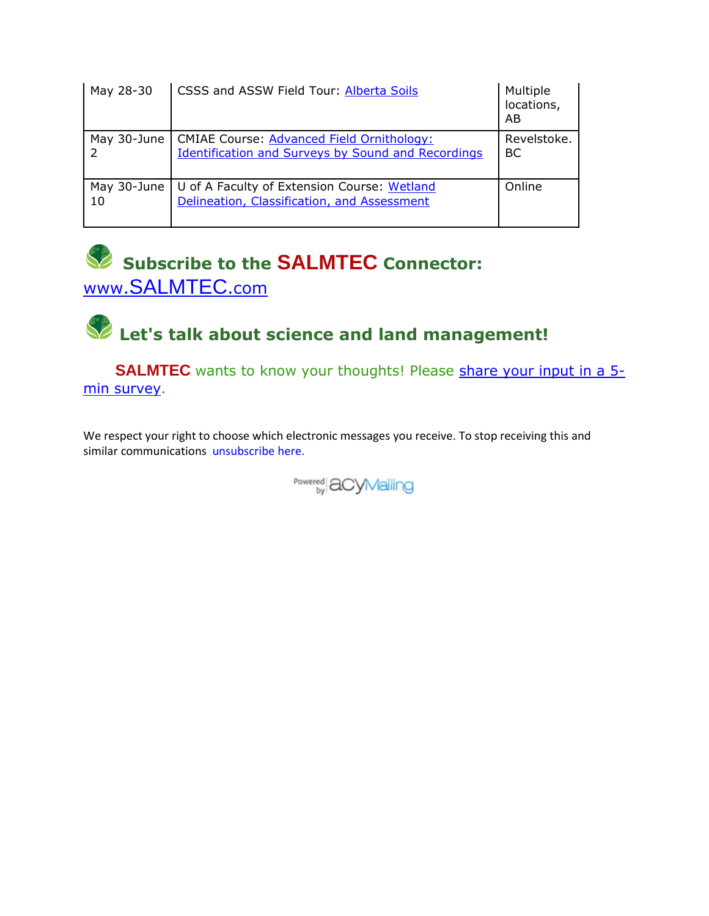| | | |
|---|---|---|
| May 28-30 | CSSS and ASSW Field Tour: Alberta Soils | Multiple locations, AB |
| May 30-June 2 | CMIAE Course: Advanced Field Ornithology: Identification and Surveys by Sound and Recordings | Revelstoke. BC |
| May 30-June 10 | U of A Faculty of Extension Course: Wetland Delineation, Classification, and Assessment | Online |

## Subscribe to the SALMTEC Connector:

www.SALMTEC.com

## Let's talk about science and land management!

**SALMTEC** wants to know your thoughts! Please share your input in a 5-min survey.

We respect your right to choose which electronic messages you receive. To stop receiving this and similar communications unsubscribe here.

Powered by acyMailing